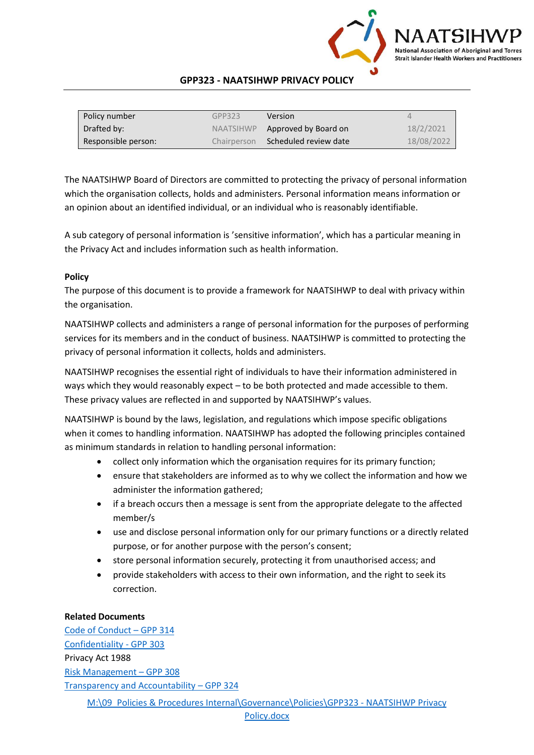# GPP323 - NAATSIHWP PRIVACY POLICY

| Policy number | GPP323 | Version | 4 |
|---|---|---|---|
| Drafted by: | NAATSIHWP | Approved by Board on | 18/2/2021 |
| Responsible person: | Chairperson | Scheduled review date | 18/08/2022 |

The NAATSIHWP Board of Directors are committed to protecting the privacy of personal information which the organisation collects, holds and administers. Personal information means information or an opinion about an identified individual, or an individual who is reasonably identifiable.

A sub category of personal information is 'sensitive information', which has a particular meaning in the Privacy Act and includes information such as health information.

**Policy**

The purpose of this document is to provide a framework for NAATSIHWP to deal with privacy within the organisation.

NAATSIHWP collects and administers a range of personal information for the purposes of performing services for its members and in the conduct of business. NAATSIHWP is committed to protecting the privacy of personal information it collects, holds and administers.

NAATSIHWP recognises the essential right of individuals to have their information administered in ways which they would reasonably expect – to be both protected and made accessible to them. These privacy values are reflected in and supported by NAATSIHWP's values.

NAATSIHWP is bound by the laws, legislation, and regulations which impose specific obligations when it comes to handling information. NAATSIHWP has adopted the following principles contained as minimum standards in relation to handling personal information:

- collect only information which the organisation requires for its primary function;
- ensure that stakeholders are informed as to why we collect the information and how we administer the information gathered;
- if a breach occurs then a message is sent from the appropriate delegate to the affected member/s
- use and disclose personal information only for our primary functions or a directly related purpose, or for another purpose with the person's consent;
- store personal information securely, protecting it from unauthorised access; and
- provide stakeholders with access to their own information, and the right to seek its correction.

**Related Documents**

Code of Conduct – GPP 314
Confidentiality - GPP 303
Privacy Act 1988
Risk Management – GPP 308
Transparency and Accountability – GPP 324

M:\09_Policies & Procedures Internal\Governance\Policies\GPP323 - NAATSIHWP Privacy Policy.docx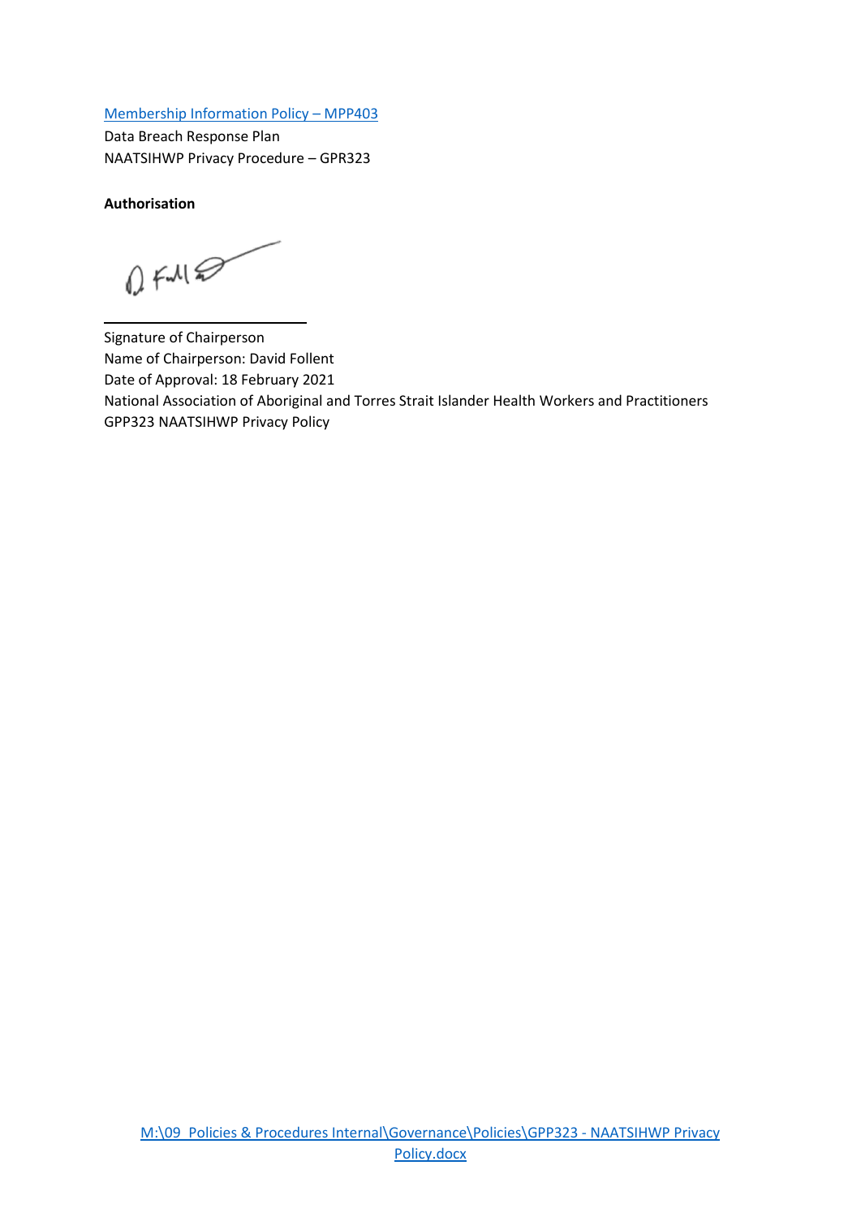[Membership Information Policy – MPP403](#)
Data Breach Response Plan
NAATSIHWP Privacy Procedure – GPR323

**Authorisation**

\_\_\_\_\_\_\_\_\_\_\_\_\_\_\_\_\_\_\_\_\_\_\_\_\_\_\_\_
Signature of Chairperson
Name of Chairperson: David Follent
Date of Approval: 18 February 2021
National Association of Aboriginal and Torres Strait Islander Health Workers and Practitioners
GPP323 NAATSIHWP Privacy Policy